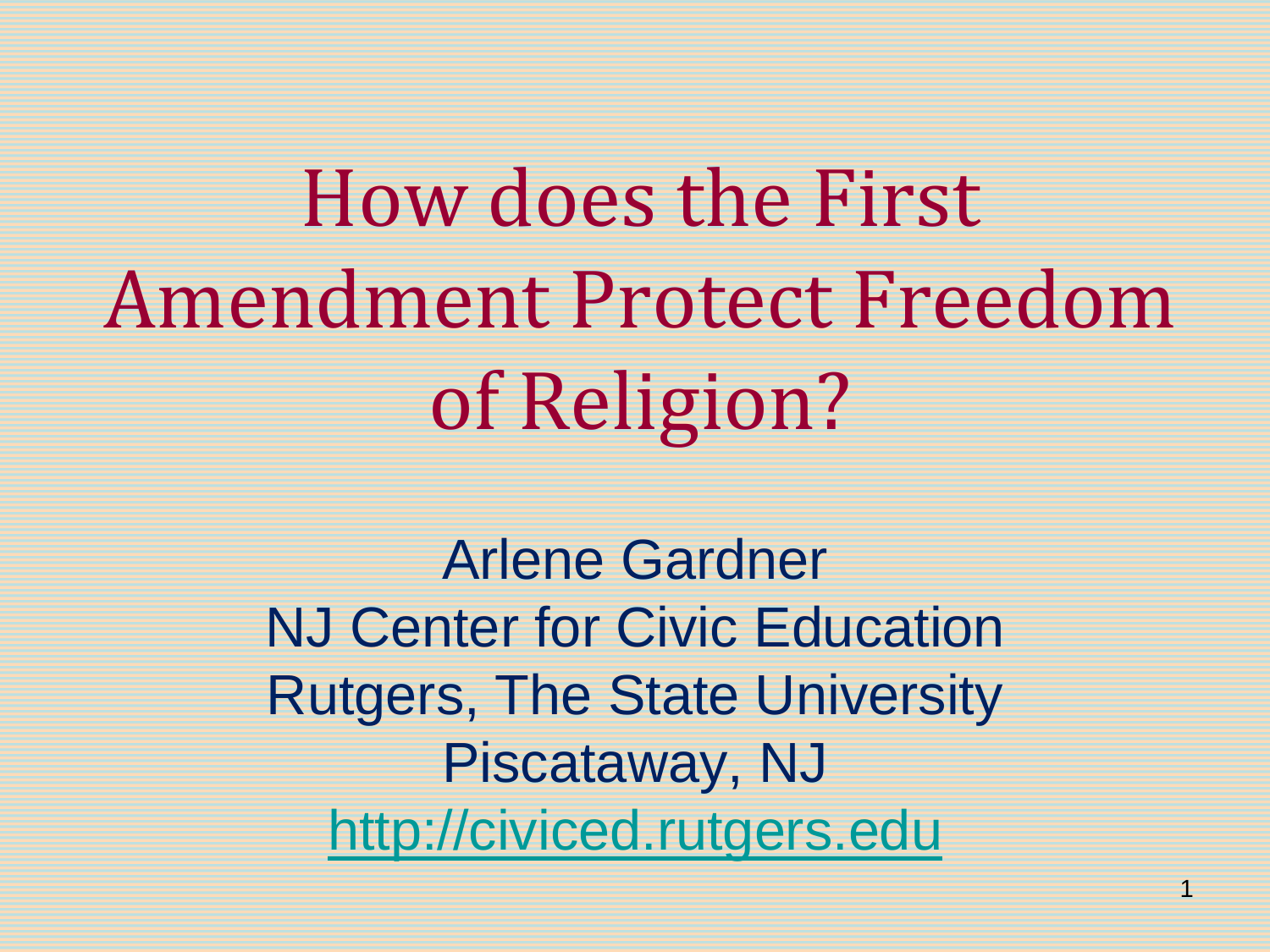# How does the First Amendment Protect Freedom of Religion?

Arlene Gardner
NJ Center for Civic Education
Rutgers, The State University
Piscataway, NJ
http://civiced.rutgers.edu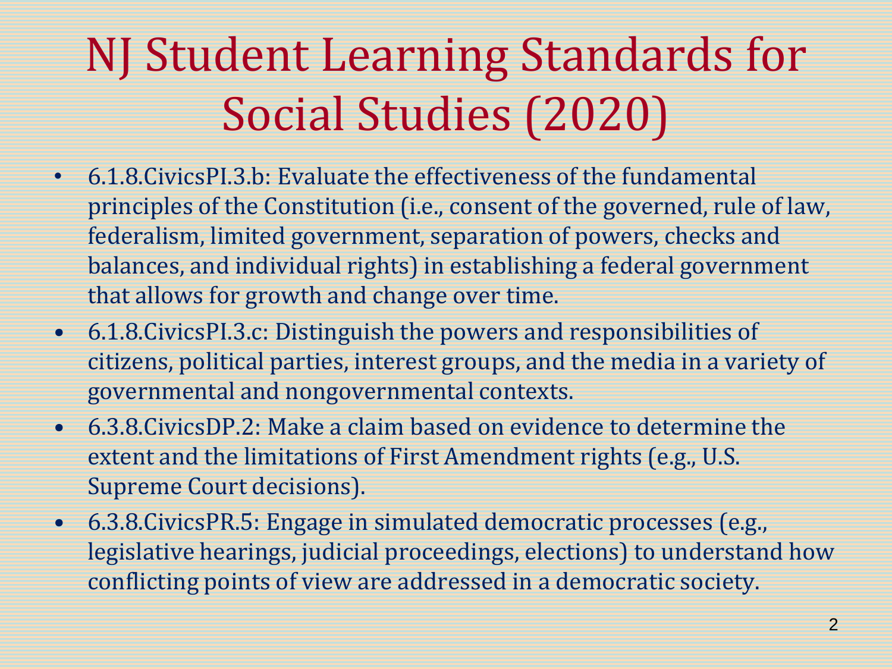# NJ Student Learning Standards for Social Studies (2020)

- 6.1.8.CivicsPI.3.b: Evaluate the effectiveness of the fundamental principles of the Constitution (i.e., consent of the governed, rule of law, federalism, limited government, separation of powers, checks and balances, and individual rights) in establishing a federal government that allows for growth and change over time.
- 6.1.8.CivicsPI.3.c: Distinguish the powers and responsibilities of citizens, political parties, interest groups, and the media in a variety of governmental and nongovernmental contexts.
- 6.3.8.CivicsDP.2: Make a claim based on evidence to determine the extent and the limitations of First Amendment rights (e.g., U.S. Supreme Court decisions).
- 6.3.8.CivicsPR.5: Engage in simulated democratic processes (e.g., legislative hearings, judicial proceedings, elections) to understand how conflicting points of view are addressed in a democratic society.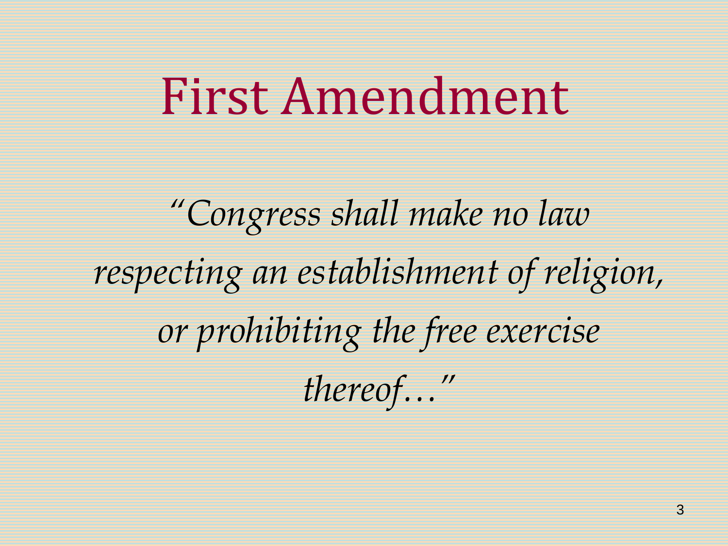# First Amendment

*"Congress shall make no law respecting an establishment of religion, or prohibiting the free exercise thereof…"*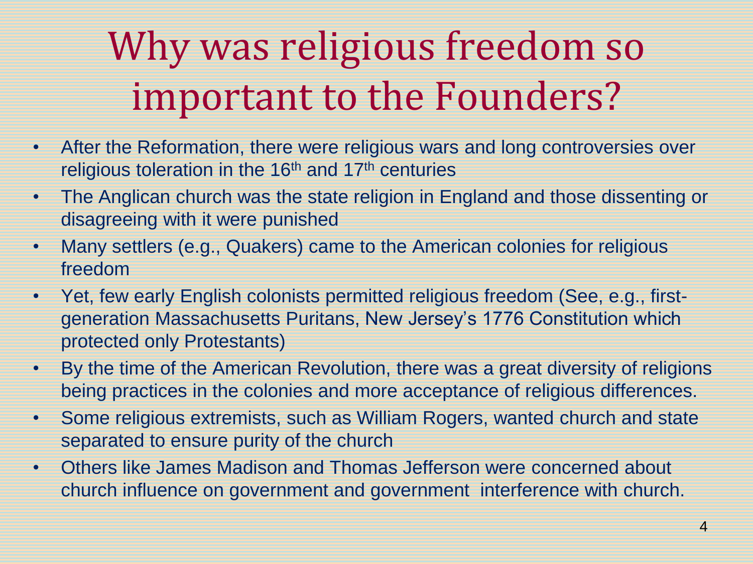# Why was religious freedom so important to the Founders?

- After the Reformation, there were religious wars and long controversies over religious toleration in the 16th and 17th centuries
- The Anglican church was the state religion in England and those dissenting or disagreeing with it were punished
- Many settlers (e.g., Quakers) came to the American colonies for religious freedom
- Yet, few early English colonists permitted religious freedom (See, e.g., first-generation Massachusetts Puritans, New Jersey's 1776 Constitution which protected only Protestants)
- By the time of the American Revolution, there was a great diversity of religions being practices in the colonies and more acceptance of religious differences.
- Some religious extremists, such as William Rogers, wanted church and state separated to ensure purity of the church
- Others like James Madison and Thomas Jefferson were concerned about church influence on government and government interference with church.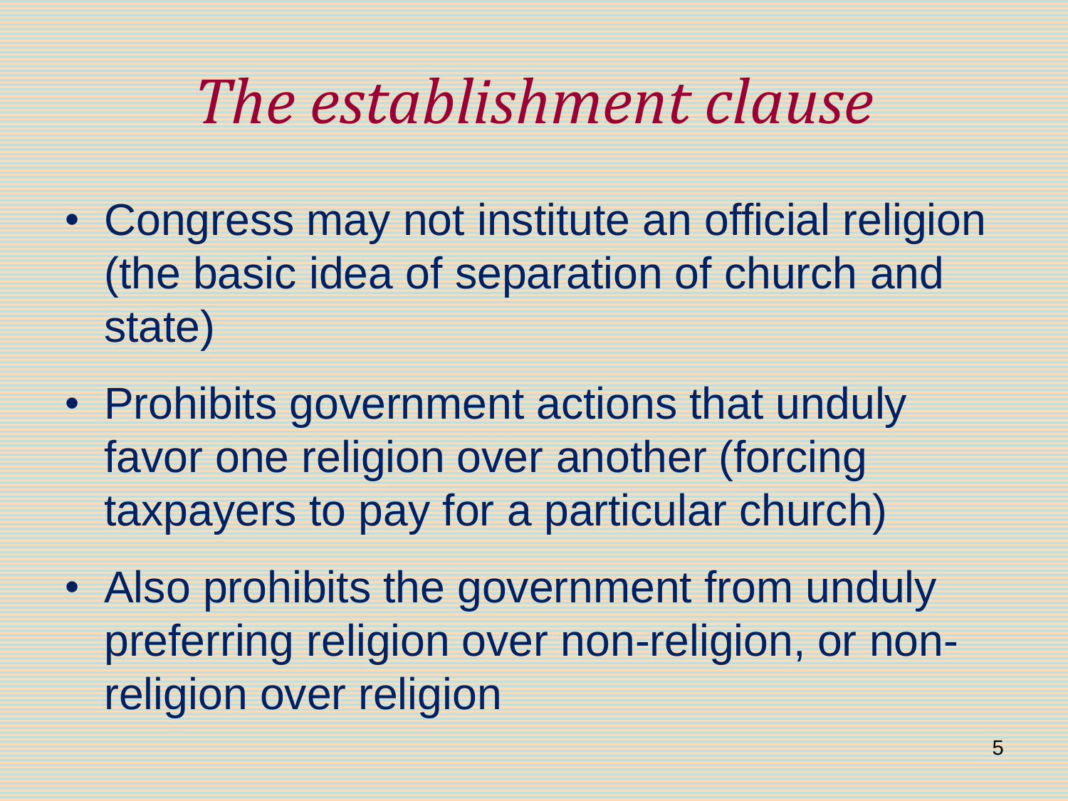# *The establishment clause*

- Congress may not institute an official religion (the basic idea of separation of church and state)
- Prohibits government actions that unduly favor one religion over another (forcing taxpayers to pay for a particular church)
- Also prohibits the government from unduly preferring religion over non-religion, or non-religion over religion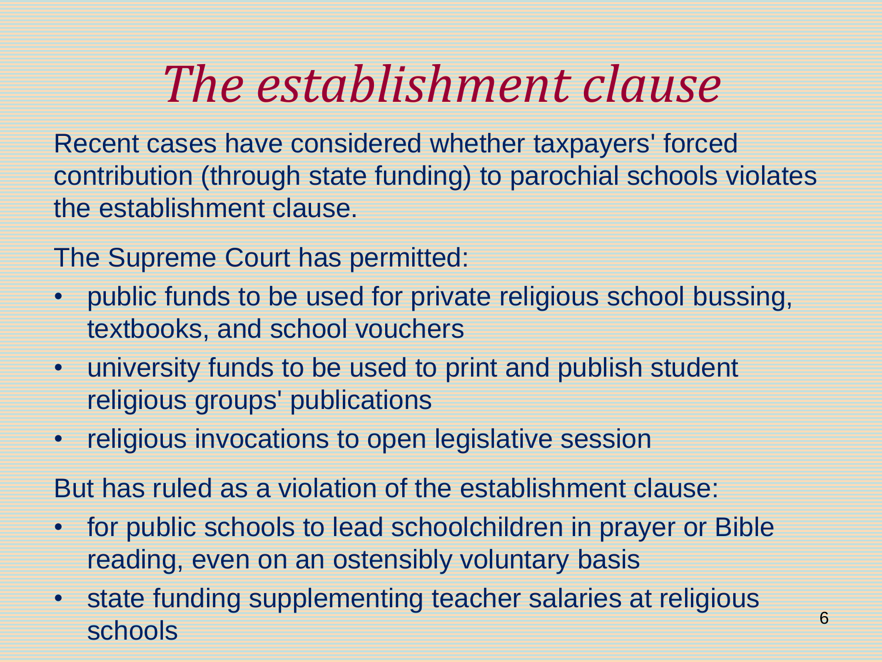# *The establishment clause*

Recent cases have considered whether taxpayers' forced contribution (through state funding) to parochial schools violates the establishment clause.

The Supreme Court has permitted:

- public funds to be used for private religious school bussing, textbooks, and school vouchers
- university funds to be used to print and publish student religious groups' publications
- religious invocations to open legislative session

But has ruled as a violation of the establishment clause:

- for public schools to lead schoolchildren in prayer or Bible reading, even on an ostensibly voluntary basis
- state funding supplementing teacher salaries at religious schools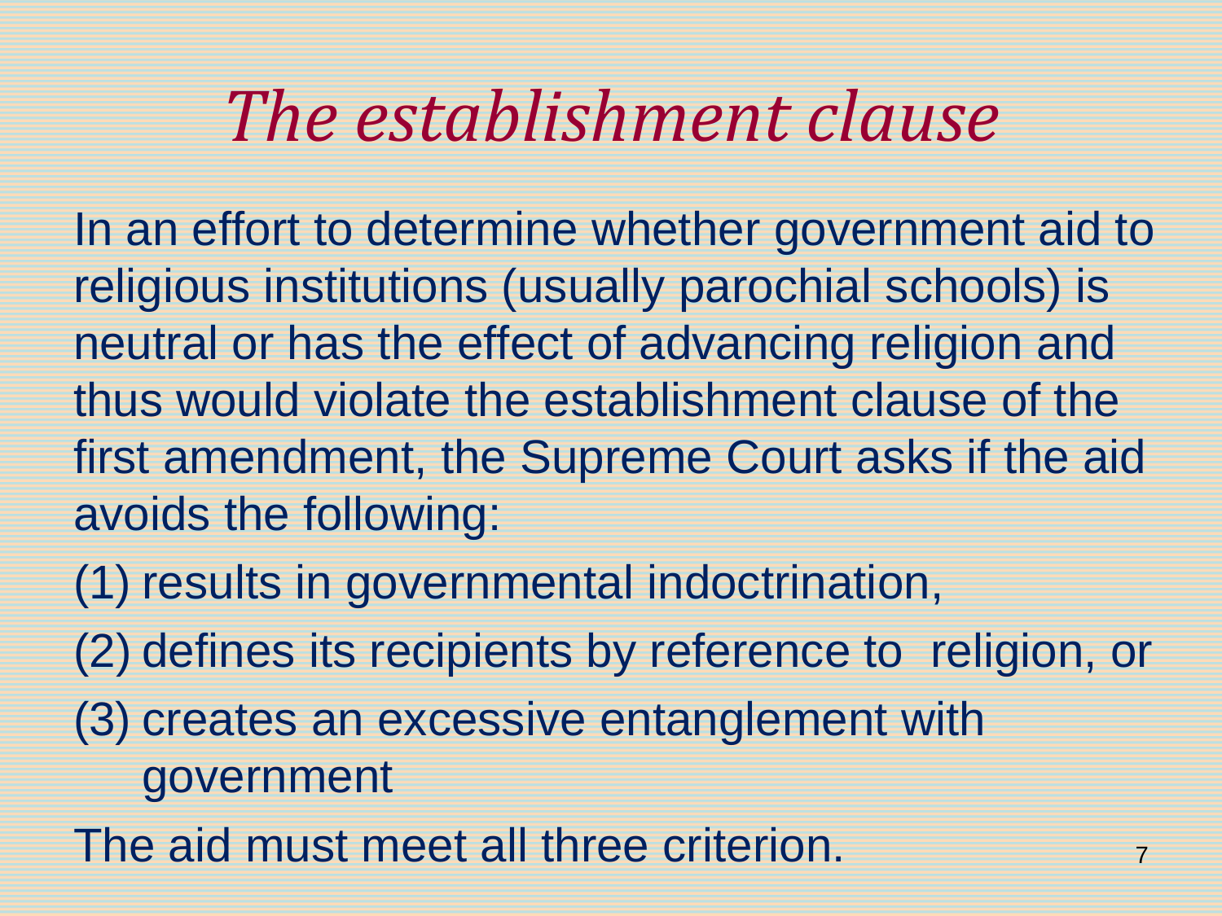# *The establishment clause*

In an effort to determine whether government aid to religious institutions (usually parochial schools) is neutral or has the effect of advancing religion and thus would violate the establishment clause of the first amendment, the Supreme Court asks if the aid avoids the following:

(1) results in governmental indoctrination,

(2) defines its recipients by reference to religion, or

(3) creates an excessive entanglement with government

The aid must meet all three criterion.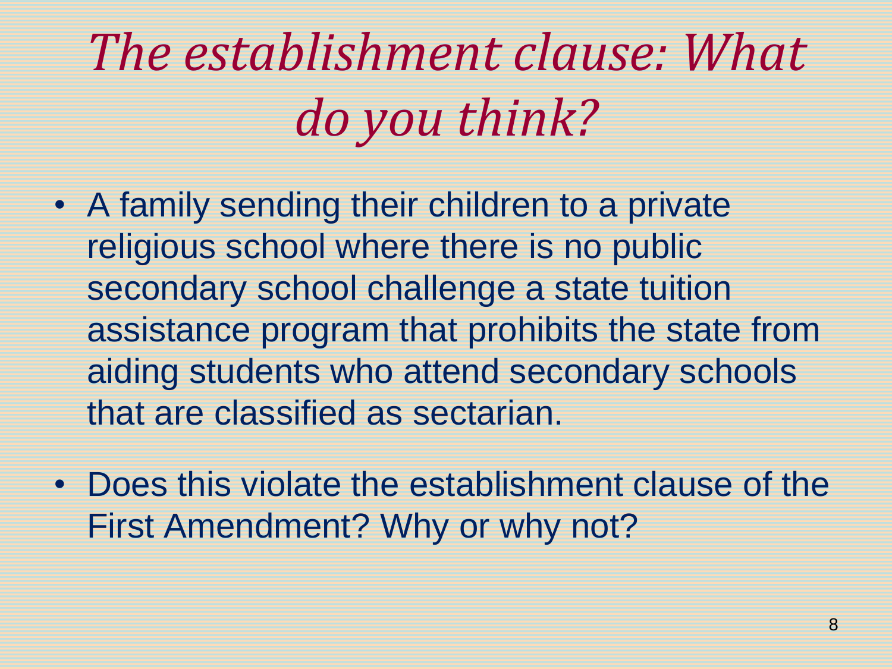# *The establishment clause: What do you think?*

- A family sending their children to a private religious school where there is no public secondary school challenge a state tuition assistance program that prohibits the state from aiding students who attend secondary schools that are classified as sectarian.
- Does this violate the establishment clause of the First Amendment? Why or why not?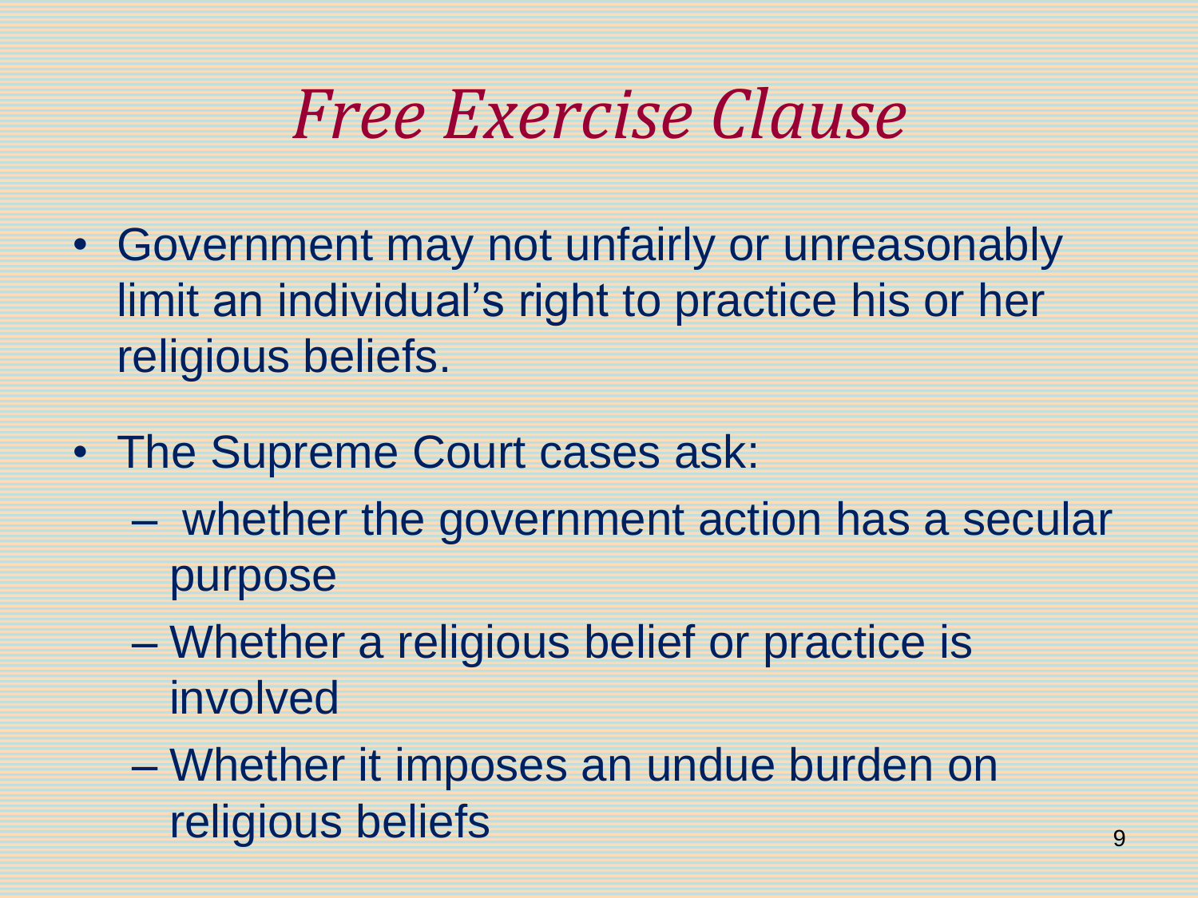# *Free Exercise Clause*

- Government may not unfairly or unreasonably limit an individual’s right to practice his or her religious beliefs.
- The Supreme Court cases ask:
  - whether the government action has a secular purpose
  - Whether a religious belief or practice is involved
  - Whether it imposes an undue burden on religious beliefs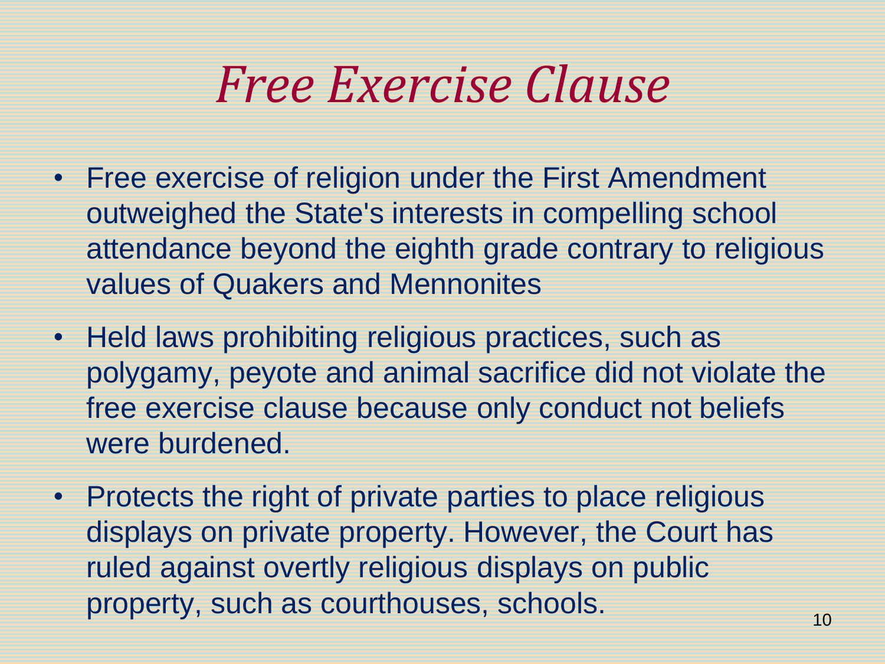# *Free Exercise Clause*

- Free exercise of religion under the First Amendment outweighed the State's interests in compelling school attendance beyond the eighth grade contrary to religious values of Quakers and Mennonites
- Held laws prohibiting religious practices, such as polygamy, peyote and animal sacrifice did not violate the free exercise clause because only conduct not beliefs were burdened.
- Protects the right of private parties to place religious displays on private property. However, the Court has ruled against overtly religious displays on public property, such as courthouses, schools.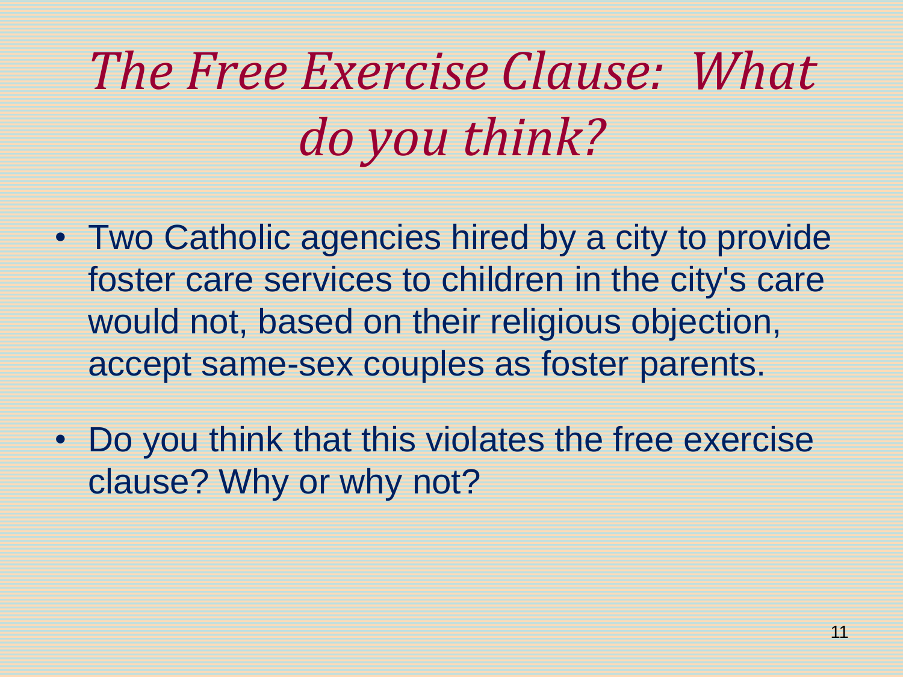# *The Free Exercise Clause: What do you think?*

- Two Catholic agencies hired by a city to provide foster care services to children in the city's care would not, based on their religious objection, accept same-sex couples as foster parents.
- Do you think that this violates the free exercise clause? Why or why not?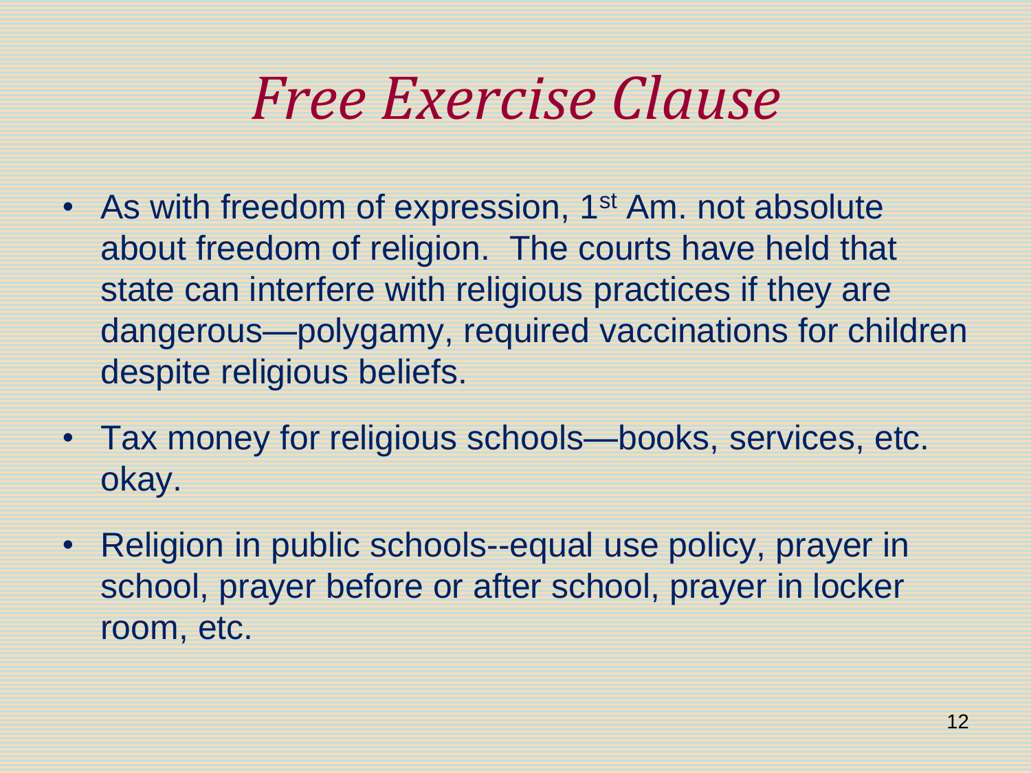# *Free Exercise Clause*

- As with freedom of expression, 1st Am. not absolute about freedom of religion. The courts have held that state can interfere with religious practices if they are dangerous—polygamy, required vaccinations for children despite religious beliefs.
- Tax money for religious schools—books, services, etc. okay.
- Religion in public schools--equal use policy, prayer in school, prayer before or after school, prayer in locker room, etc.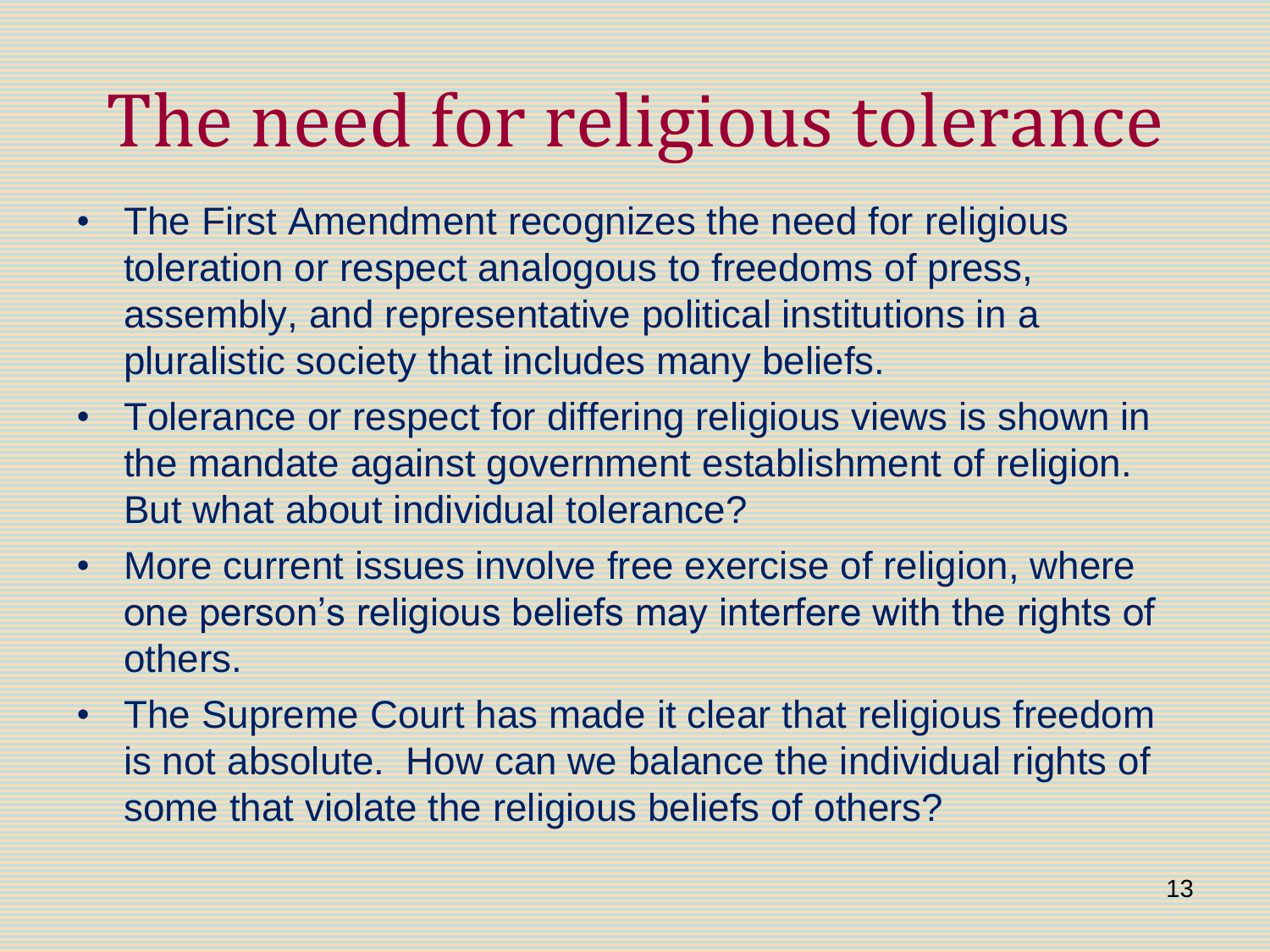# The need for religious tolerance

- The First Amendment recognizes the need for religious toleration or respect analogous to freedoms of press, assembly, and representative political institutions in a pluralistic society that includes many beliefs.
- Tolerance or respect for differing religious views is shown in the mandate against government establishment of religion. But what about individual tolerance?
- More current issues involve free exercise of religion, where one person's religious beliefs may interfere with the rights of others.
- The Supreme Court has made it clear that religious freedom is not absolute. How can we balance the individual rights of some that violate the religious beliefs of others?